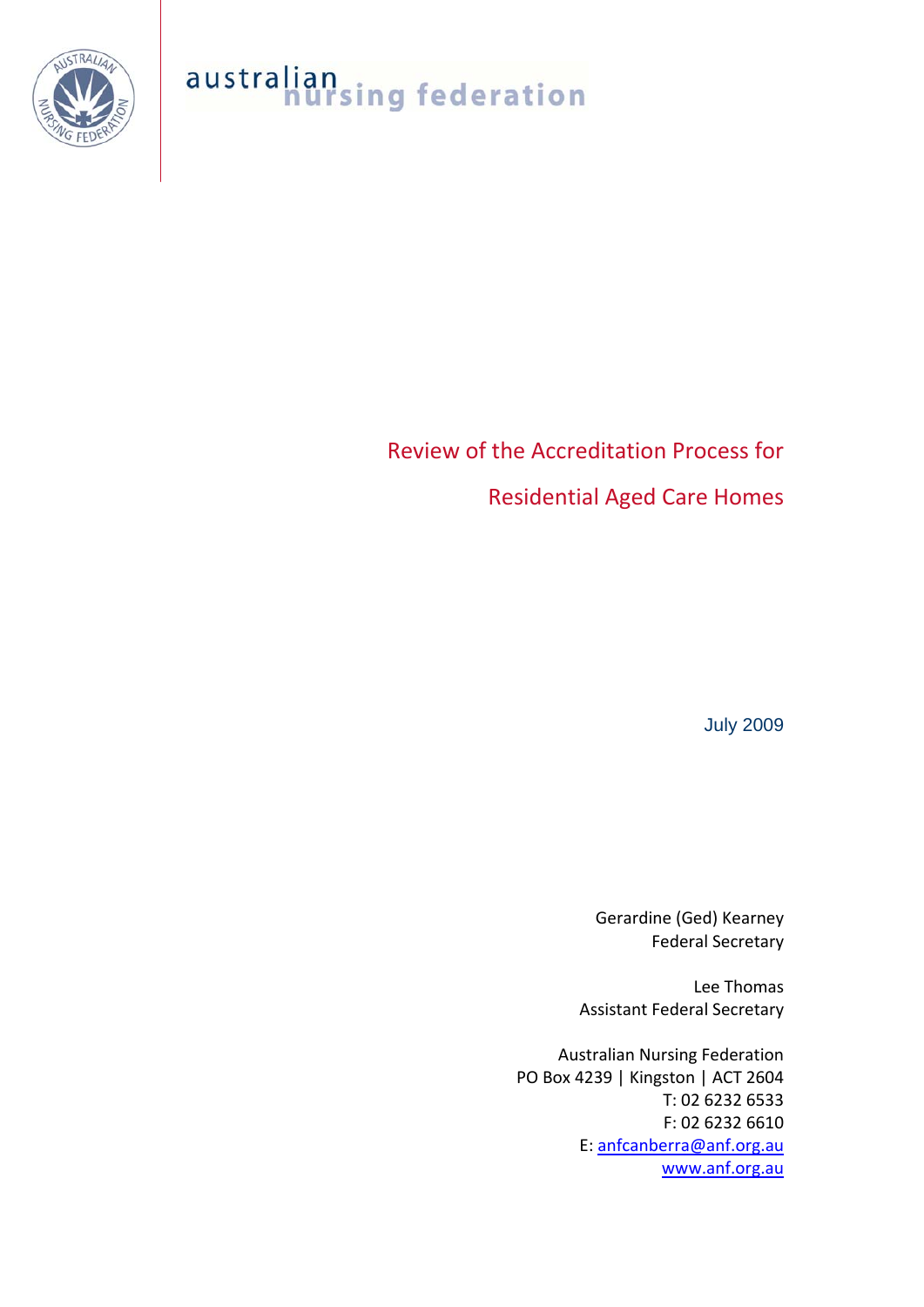australian nursing federation

# Review of the Accreditation Process for Residential Aged Care Homes

July 2009

Gerardine (Ged) Kearney
Federal Secretary

Lee Thomas
Assistant Federal Secretary

Australian Nursing Federation
PO Box 4239 | Kingston | ACT 2604
T: 02 6232 6533
F: 02 6232 6610
E: anfcanberra@anf.org.au
www.anf.org.au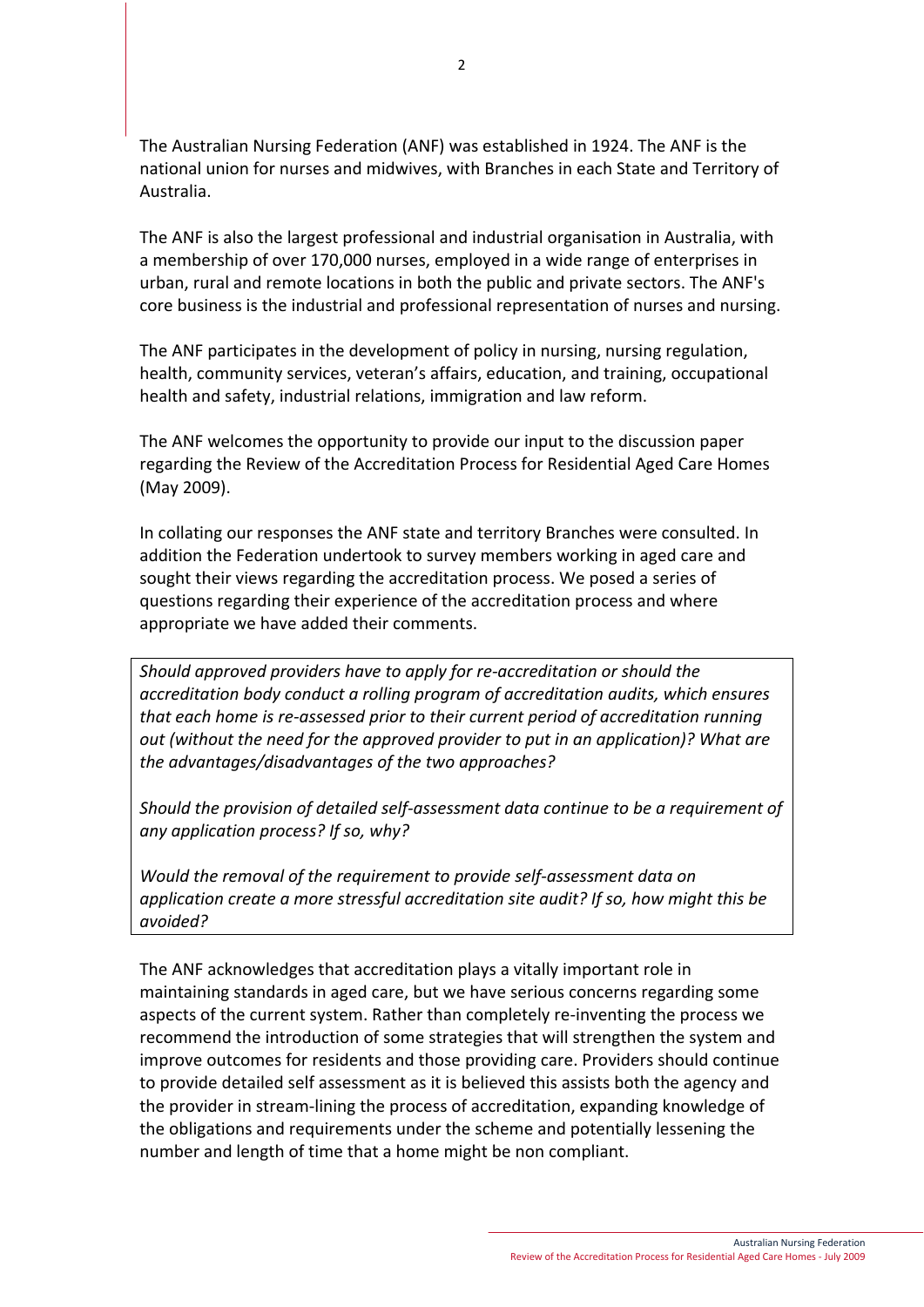The Australian Nursing Federation (ANF) was established in 1924. The ANF is the national union for nurses and midwives, with Branches in each State and Territory of Australia.

The ANF is also the largest professional and industrial organisation in Australia, with a membership of over 170,000 nurses, employed in a wide range of enterprises in urban, rural and remote locations in both the public and private sectors. The ANF's core business is the industrial and professional representation of nurses and nursing.

The ANF participates in the development of policy in nursing, nursing regulation, health, community services, veteran's affairs, education, and training, occupational health and safety, industrial relations, immigration and law reform.

The ANF welcomes the opportunity to provide our input to the discussion paper regarding the Review of the Accreditation Process for Residential Aged Care Homes (May 2009).

In collating our responses the ANF state and territory Branches were consulted. In addition the Federation undertook to survey members working in aged care and sought their views regarding the accreditation process. We posed a series of questions regarding their experience of the accreditation process and where appropriate we have added their comments.

> *Should approved providers have to apply for re-accreditation or should the accreditation body conduct a rolling program of accreditation audits, which ensures that each home is re-assessed prior to their current period of accreditation running out (without the need for the approved provider to put in an application)? What are the advantages/disadvantages of the two approaches?*
>
> *Should the provision of detailed self-assessment data continue to be a requirement of any application process? If so, why?*
>
> *Would the removal of the requirement to provide self-assessment data on application create a more stressful accreditation site audit? If so, how might this be avoided?*

The ANF acknowledges that accreditation plays a vitally important role in maintaining standards in aged care, but we have serious concerns regarding some aspects of the current system. Rather than completely re-inventing the process we recommend the introduction of some strategies that will strengthen the system and improve outcomes for residents and those providing care. Providers should continue to provide detailed self assessment as it is believed this assists both the agency and the provider in stream-lining the process of accreditation, expanding knowledge of the obligations and requirements under the scheme and potentially lessening the number and length of time that a home might be non compliant.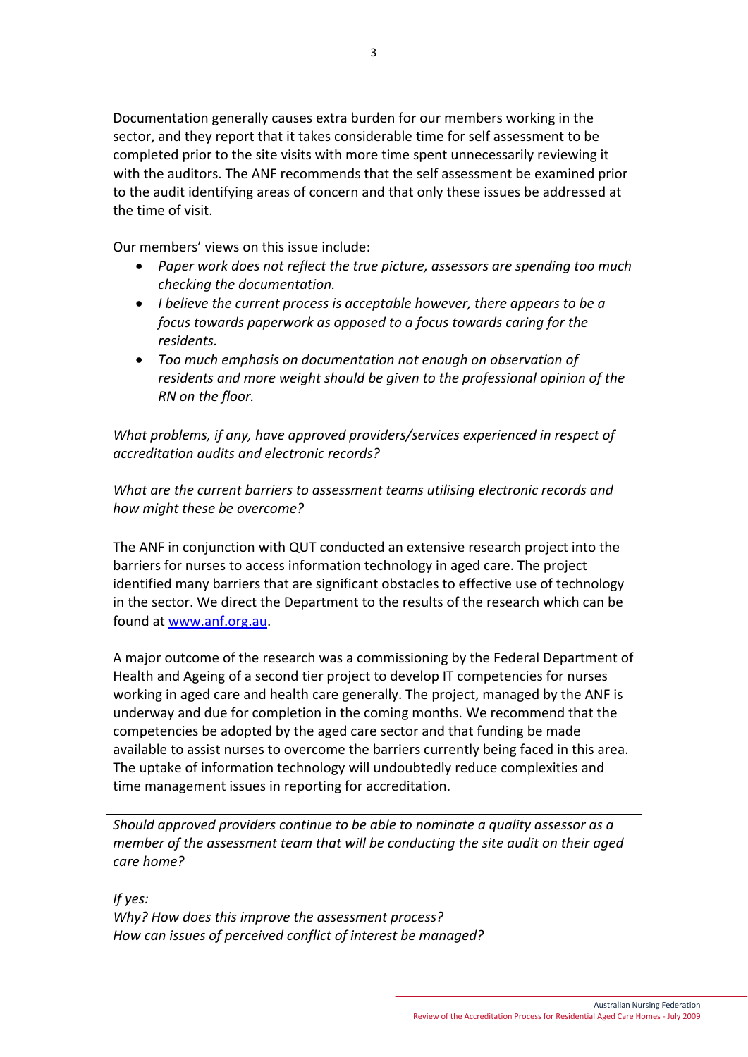Documentation generally causes extra burden for our members working in the sector, and they report that it takes considerable time for self assessment to be completed prior to the site visits with more time spent unnecessarily reviewing it with the auditors. The ANF recommends that the self assessment be examined prior to the audit identifying areas of concern and that only these issues be addressed at the time of visit.

Our members' views on this issue include:

- *Paper work does not reflect the true picture, assessors are spending too much checking the documentation.*
- *I believe the current process is acceptable however, there appears to be a focus towards paperwork as opposed to a focus towards caring for the residents.*
- *Too much emphasis on documentation not enough on observation of residents and more weight should be given to the professional opinion of the RN on the floor.*

> *What problems, if any, have approved providers/services experienced in respect of accreditation audits and electronic records?*
>
> *What are the current barriers to assessment teams utilising electronic records and how might these be overcome?*

The ANF in conjunction with QUT conducted an extensive research project into the barriers for nurses to access information technology in aged care. The project identified many barriers that are significant obstacles to effective use of technology in the sector. We direct the Department to the results of the research which can be found at [www.anf.org.au](www.anf.org.au).

A major outcome of the research was a commissioning by the Federal Department of Health and Ageing of a second tier project to develop IT competencies for nurses working in aged care and health care generally. The project, managed by the ANF is underway and due for completion in the coming months. We recommend that the competencies be adopted by the aged care sector and that funding be made available to assist nurses to overcome the barriers currently being faced in this area. The uptake of information technology will undoubtedly reduce complexities and time management issues in reporting for accreditation.

> *Should approved providers continue to be able to nominate a quality assessor as a member of the assessment team that will be conducting the site audit on their aged care home?*
>
> *If yes:*
> *Why? How does this improve the assessment process?*
> *How can issues of perceived conflict of interest be managed?*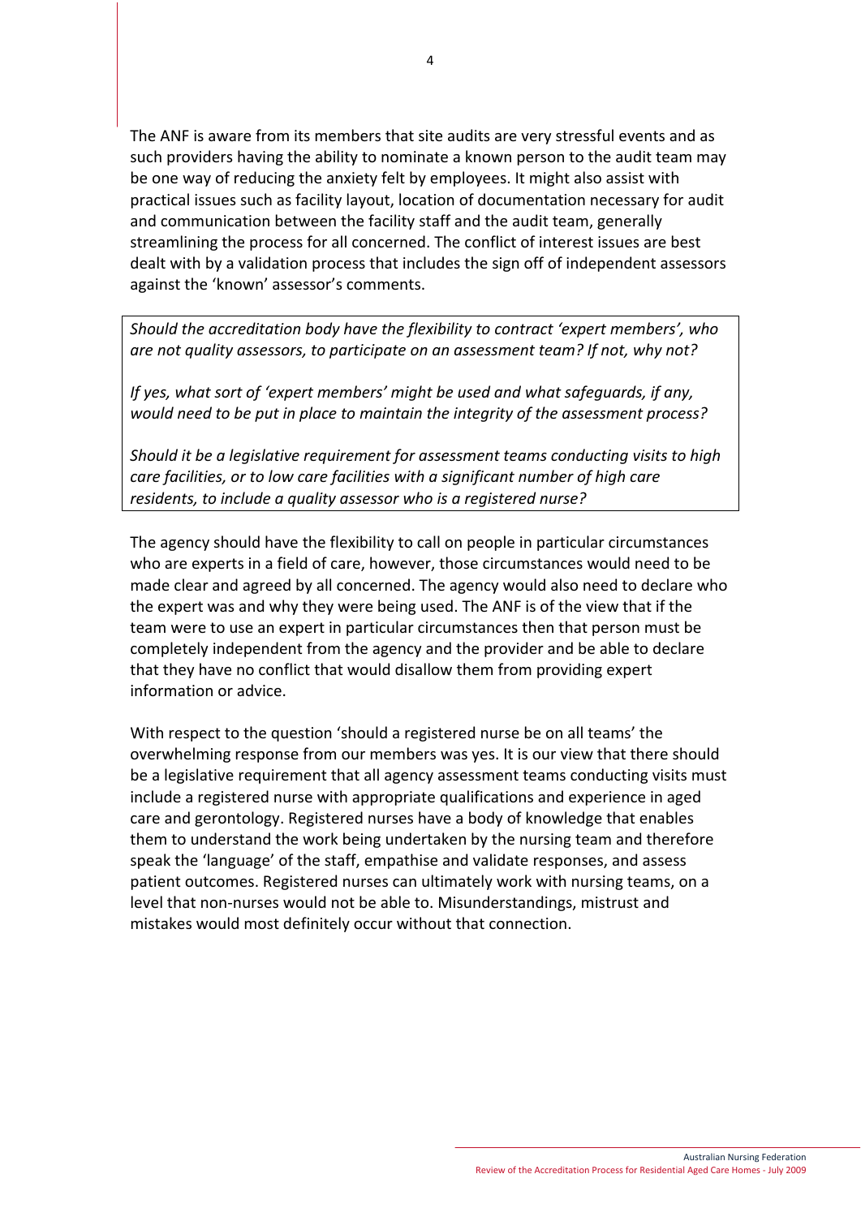The ANF is aware from its members that site audits are very stressful events and as such providers having the ability to nominate a known person to the audit team may be one way of reducing the anxiety felt by employees. It might also assist with practical issues such as facility layout, location of documentation necessary for audit and communication between the facility staff and the audit team, generally streamlining the process for all concerned. The conflict of interest issues are best dealt with by a validation process that includes the sign off of independent assessors against the 'known' assessor's comments.

*Should the accreditation body have the flexibility to contract 'expert members', who are not quality assessors, to participate on an assessment team? If not, why not?*

*If yes, what sort of 'expert members' might be used and what safeguards, if any, would need to be put in place to maintain the integrity of the assessment process?*

*Should it be a legislative requirement for assessment teams conducting visits to high care facilities, or to low care facilities with a significant number of high care residents, to include a quality assessor who is a registered nurse?*

The agency should have the flexibility to call on people in particular circumstances who are experts in a field of care, however, those circumstances would need to be made clear and agreed by all concerned. The agency would also need to declare who the expert was and why they were being used. The ANF is of the view that if the team were to use an expert in particular circumstances then that person must be completely independent from the agency and the provider and be able to declare that they have no conflict that would disallow them from providing expert information or advice.

With respect to the question 'should a registered nurse be on all teams' the overwhelming response from our members was yes. It is our view that there should be a legislative requirement that all agency assessment teams conducting visits must include a registered nurse with appropriate qualifications and experience in aged care and gerontology. Registered nurses have a body of knowledge that enables them to understand the work being undertaken by the nursing team and therefore speak the 'language' of the staff, empathise and validate responses, and assess patient outcomes. Registered nurses can ultimately work with nursing teams, on a level that non-nurses would not be able to. Misunderstandings, mistrust and mistakes would most definitely occur without that connection.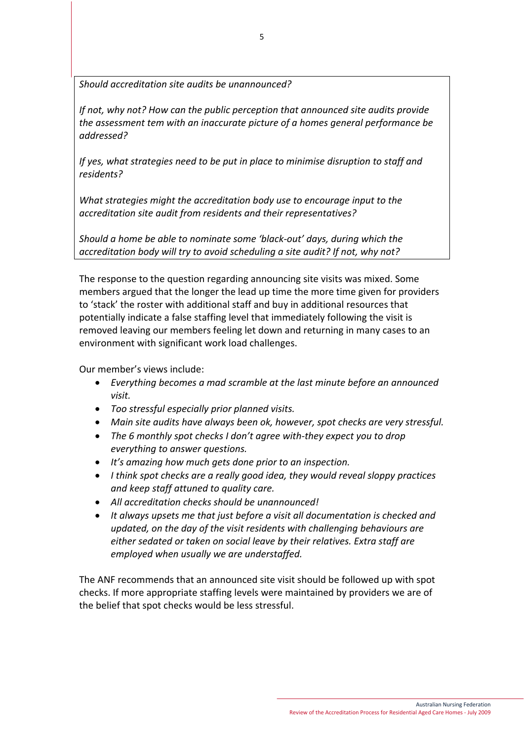*Should accreditation site audits be unannounced?*

*If not, why not? How can the public perception that announced site audits provide the assessment tem with an inaccurate picture of a homes general performance be addressed?*

*If yes, what strategies need to be put in place to minimise disruption to staff and residents?*

*What strategies might the accreditation body use to encourage input to the accreditation site audit from residents and their representatives?*

*Should a home be able to nominate some 'black-out' days, during which the accreditation body will try to avoid scheduling a site audit? If not, why not?*

The response to the question regarding announcing site visits was mixed. Some members argued that the longer the lead up time the more time given for providers to 'stack' the roster with additional staff and buy in additional resources that potentially indicate a false staffing level that immediately following the visit is removed leaving our members feeling let down and returning in many cases to an environment with significant work load challenges.

Our member's views include:

- *Everything becomes a mad scramble at the last minute before an announced visit.*
- *Too stressful especially prior planned visits.*
- *Main site audits have always been ok, however, spot checks are very stressful.*
- *The 6 monthly spot checks I don't agree with-they expect you to drop everything to answer questions.*
- *It's amazing how much gets done prior to an inspection.*
- *I think spot checks are a really good idea, they would reveal sloppy practices and keep staff attuned to quality care.*
- *All accreditation checks should be unannounced!*
- *It always upsets me that just before a visit all documentation is checked and updated, on the day of the visit residents with challenging behaviours are either sedated or taken on social leave by their relatives. Extra staff are employed when usually we are understaffed.*

The ANF recommends that an announced site visit should be followed up with spot checks. If more appropriate staffing levels were maintained by providers we are of the belief that spot checks would be less stressful.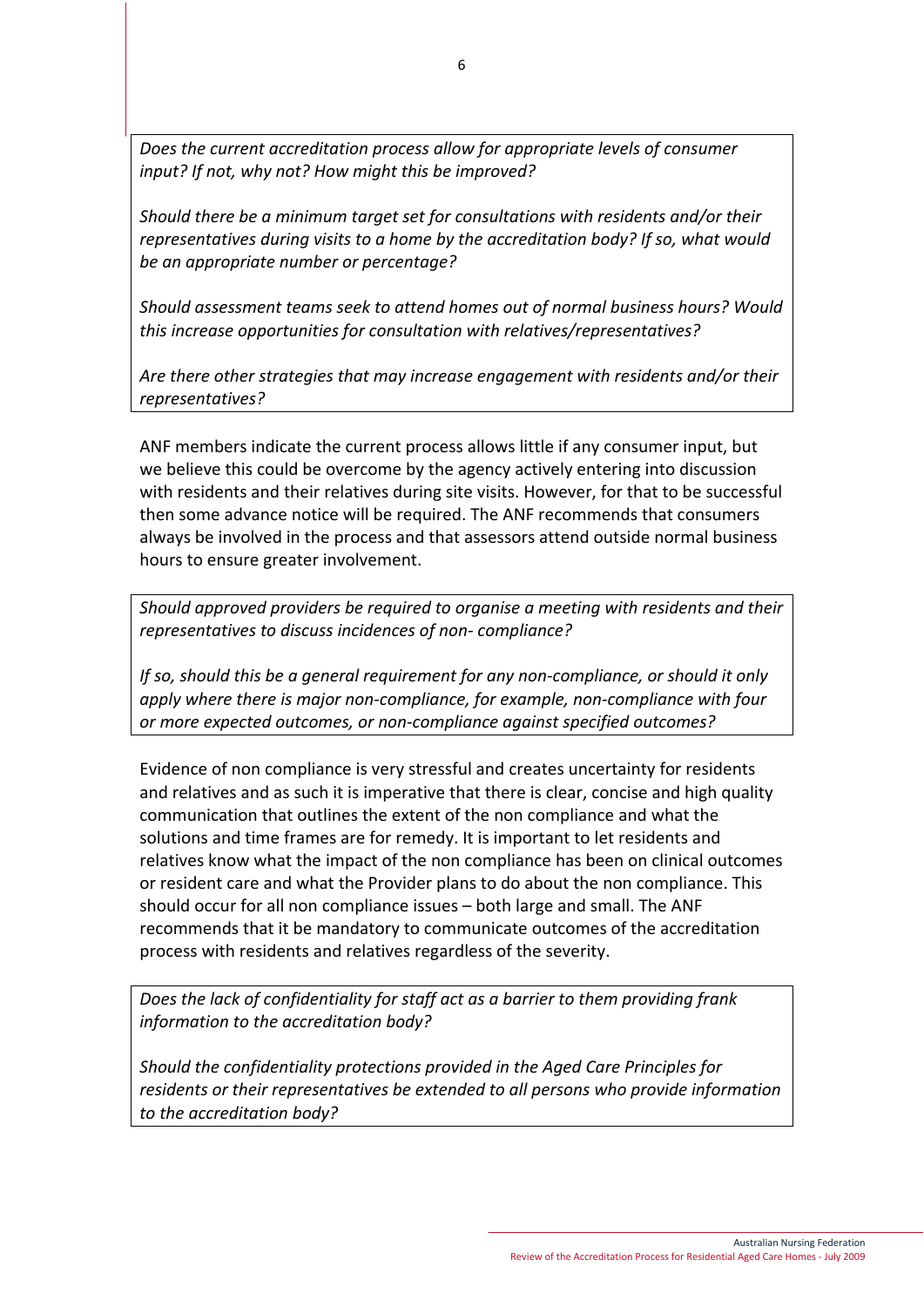*Does the current accreditation process allow for appropriate levels of consumer input? If not, why not? How might this be improved?*

*Should there be a minimum target set for consultations with residents and/or their representatives during visits to a home by the accreditation body? If so, what would be an appropriate number or percentage?*

*Should assessment teams seek to attend homes out of normal business hours? Would this increase opportunities for consultation with relatives/representatives?*

*Are there other strategies that may increase engagement with residents and/or their representatives?*

ANF members indicate the current process allows little if any consumer input, but we believe this could be overcome by the agency actively entering into discussion with residents and their relatives during site visits. However, for that to be successful then some advance notice will be required. The ANF recommends that consumers always be involved in the process and that assessors attend outside normal business hours to ensure greater involvement.

*Should approved providers be required to organise a meeting with residents and their representatives to discuss incidences of non- compliance?*

*If so, should this be a general requirement for any non-compliance, or should it only apply where there is major non-compliance, for example, non-compliance with four or more expected outcomes, or non-compliance against specified outcomes?*

Evidence of non compliance is very stressful and creates uncertainty for residents and relatives and as such it is imperative that there is clear, concise and high quality communication that outlines the extent of the non compliance and what the solutions and time frames are for remedy. It is important to let residents and relatives know what the impact of the non compliance has been on clinical outcomes or resident care and what the Provider plans to do about the non compliance. This should occur for all non compliance issues – both large and small. The ANF recommends that it be mandatory to communicate outcomes of the accreditation process with residents and relatives regardless of the severity.

*Does the lack of confidentiality for staff act as a barrier to them providing frank information to the accreditation body?*

*Should the confidentiality protections provided in the Aged Care Principles for residents or their representatives be extended to all persons who provide information to the accreditation body?*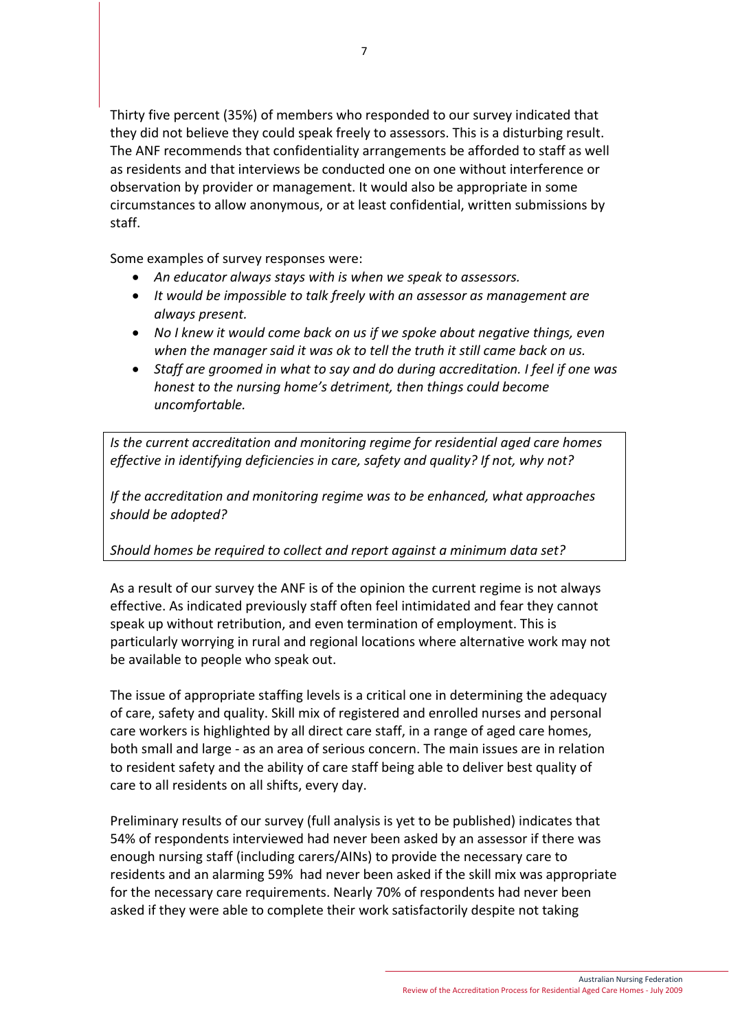Thirty five percent (35%) of members who responded to our survey indicated that they did not believe they could speak freely to assessors. This is a disturbing result. The ANF recommends that confidentiality arrangements be afforded to staff as well as residents and that interviews be conducted one on one without interference or observation by provider or management. It would also be appropriate in some circumstances to allow anonymous, or at least confidential, written submissions by staff.

Some examples of survey responses were:

- *An educator always stays with is when we speak to assessors.*
- *It would be impossible to talk freely with an assessor as management are always present.*
- *No I knew it would come back on us if we spoke about negative things, even when the manager said it was ok to tell the truth it still came back on us.*
- *Staff are groomed in what to say and do during accreditation. I feel if one was honest to the nursing home's detriment, then things could become uncomfortable.*

*Is the current accreditation and monitoring regime for residential aged care homes effective in identifying deficiencies in care, safety and quality? If not, why not?*

*If the accreditation and monitoring regime was to be enhanced, what approaches should be adopted?*

*Should homes be required to collect and report against a minimum data set?*

As a result of our survey the ANF is of the opinion the current regime is not always effective. As indicated previously staff often feel intimidated and fear they cannot speak up without retribution, and even termination of employment. This is particularly worrying in rural and regional locations where alternative work may not be available to people who speak out.

The issue of appropriate staffing levels is a critical one in determining the adequacy of care, safety and quality. Skill mix of registered and enrolled nurses and personal care workers is highlighted by all direct care staff, in a range of aged care homes, both small and large - as an area of serious concern. The main issues are in relation to resident safety and the ability of care staff being able to deliver best quality of care to all residents on all shifts, every day.

Preliminary results of our survey (full analysis is yet to be published) indicates that 54% of respondents interviewed had never been asked by an assessor if there was enough nursing staff (including carers/AINs) to provide the necessary care to residents and an alarming 59% had never been asked if the skill mix was appropriate for the necessary care requirements. Nearly 70% of respondents had never been asked if they were able to complete their work satisfactorily despite not taking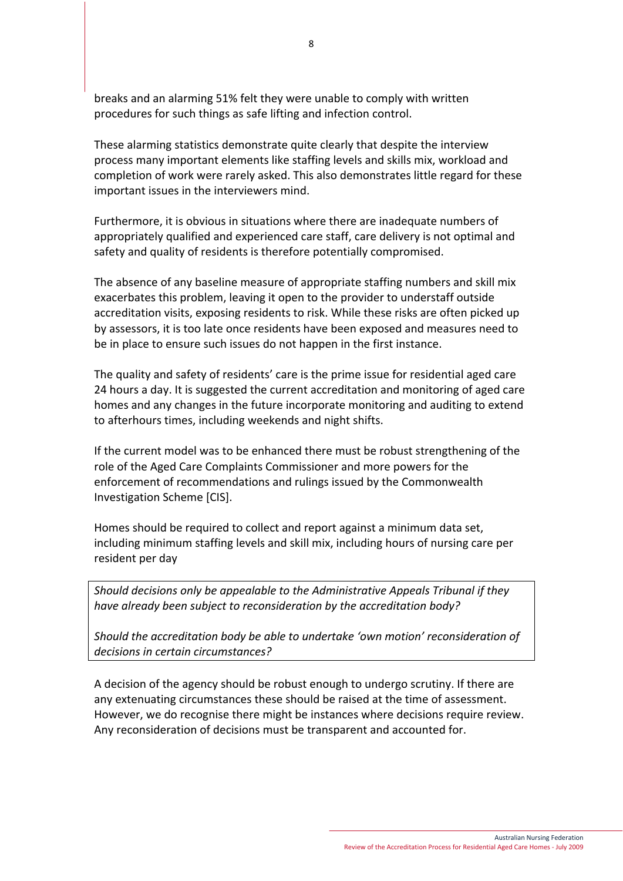breaks and an alarming 51% felt they were unable to comply with written procedures for such things as safe lifting and infection control.

These alarming statistics demonstrate quite clearly that despite the interview process many important elements like staffing levels and skills mix, workload and completion of work were rarely asked. This also demonstrates little regard for these important issues in the interviewers mind.

Furthermore, it is obvious in situations where there are inadequate numbers of appropriately qualified and experienced care staff, care delivery is not optimal and safety and quality of residents is therefore potentially compromised.

The absence of any baseline measure of appropriate staffing numbers and skill mix exacerbates this problem, leaving it open to the provider to understaff outside accreditation visits, exposing residents to risk. While these risks are often picked up by assessors, it is too late once residents have been exposed and measures need to be in place to ensure such issues do not happen in the first instance.

The quality and safety of residents' care is the prime issue for residential aged care 24 hours a day. It is suggested the current accreditation and monitoring of aged care homes and any changes in the future incorporate monitoring and auditing to extend to afterhours times, including weekends and night shifts.

If the current model was to be enhanced there must be robust strengthening of the role of the Aged Care Complaints Commissioner and more powers for the enforcement of recommendations and rulings issued by the Commonwealth Investigation Scheme [CIS].

Homes should be required to collect and report against a minimum data set, including minimum staffing levels and skill mix, including hours of nursing care per resident per day

*Should decisions only be appealable to the Administrative Appeals Tribunal if they have already been subject to reconsideration by the accreditation body?*

*Should the accreditation body be able to undertake 'own motion' reconsideration of decisions in certain circumstances?*

A decision of the agency should be robust enough to undergo scrutiny. If there are any extenuating circumstances these should be raised at the time of assessment. However, we do recognise there might be instances where decisions require review. Any reconsideration of decisions must be transparent and accounted for.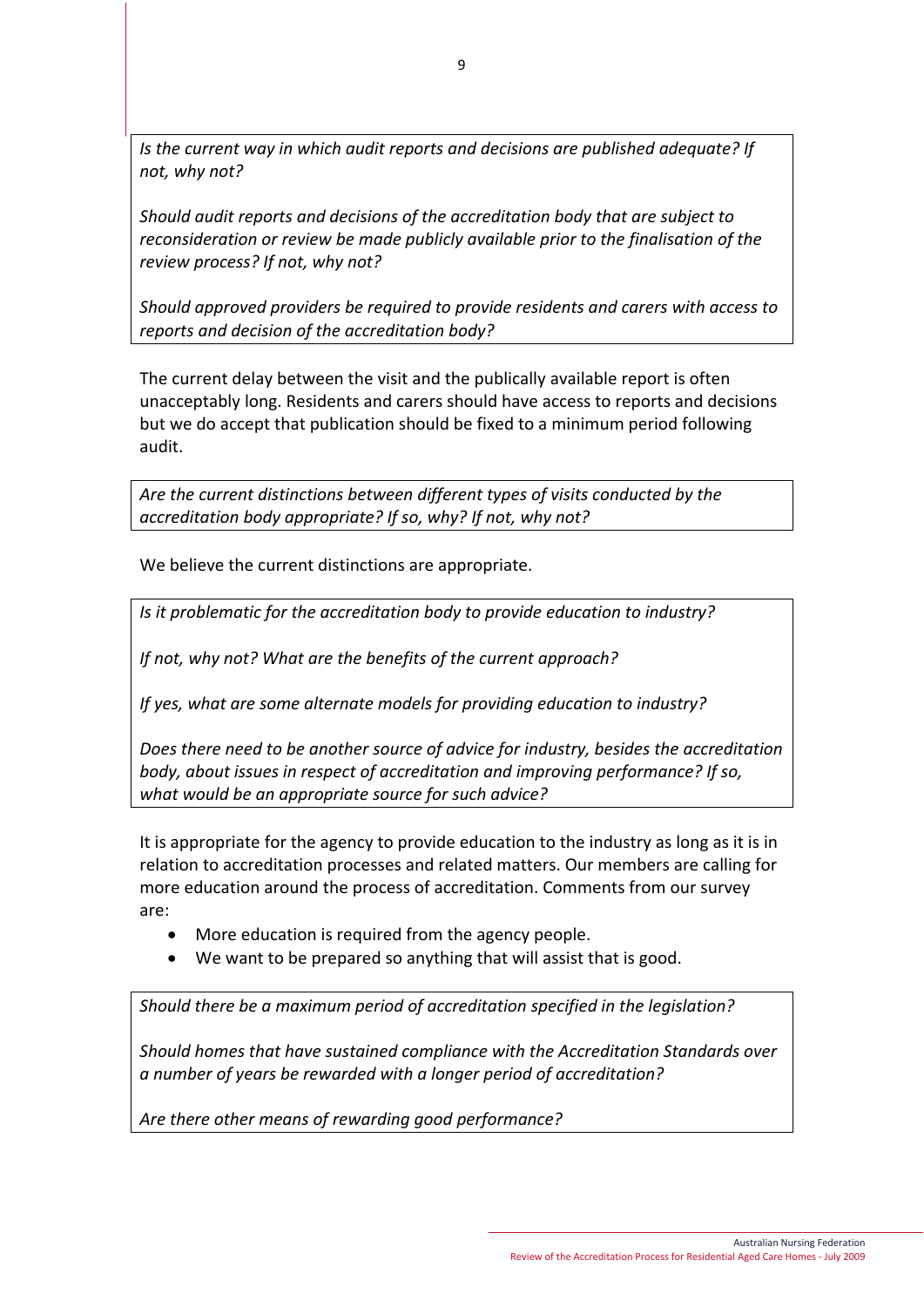*Is the current way in which audit reports and decisions are published adequate? If not, why not?*

*Should audit reports and decisions of the accreditation body that are subject to reconsideration or review be made publicly available prior to the finalisation of the review process? If not, why not?*

*Should approved providers be required to provide residents and carers with access to reports and decision of the accreditation body?*

The current delay between the visit and the publically available report is often unacceptably long. Residents and carers should have access to reports and decisions but we do accept that publication should be fixed to a minimum period following audit.

*Are the current distinctions between different types of visits conducted by the accreditation body appropriate? If so, why? If not, why not?*

We believe the current distinctions are appropriate.

*Is it problematic for the accreditation body to provide education to industry?*

*If not, why not? What are the benefits of the current approach?*

*If yes, what are some alternate models for providing education to industry?*

*Does there need to be another source of advice for industry, besides the accreditation body, about issues in respect of accreditation and improving performance? If so, what would be an appropriate source for such advice?*

It is appropriate for the agency to provide education to the industry as long as it is in relation to accreditation processes and related matters. Our members are calling for more education around the process of accreditation. Comments from our survey are:

- More education is required from the agency people.
- We want to be prepared so anything that will assist that is good.

*Should there be a maximum period of accreditation specified in the legislation?*

*Should homes that have sustained compliance with the Accreditation Standards over a number of years be rewarded with a longer period of accreditation?*

*Are there other means of rewarding good performance?*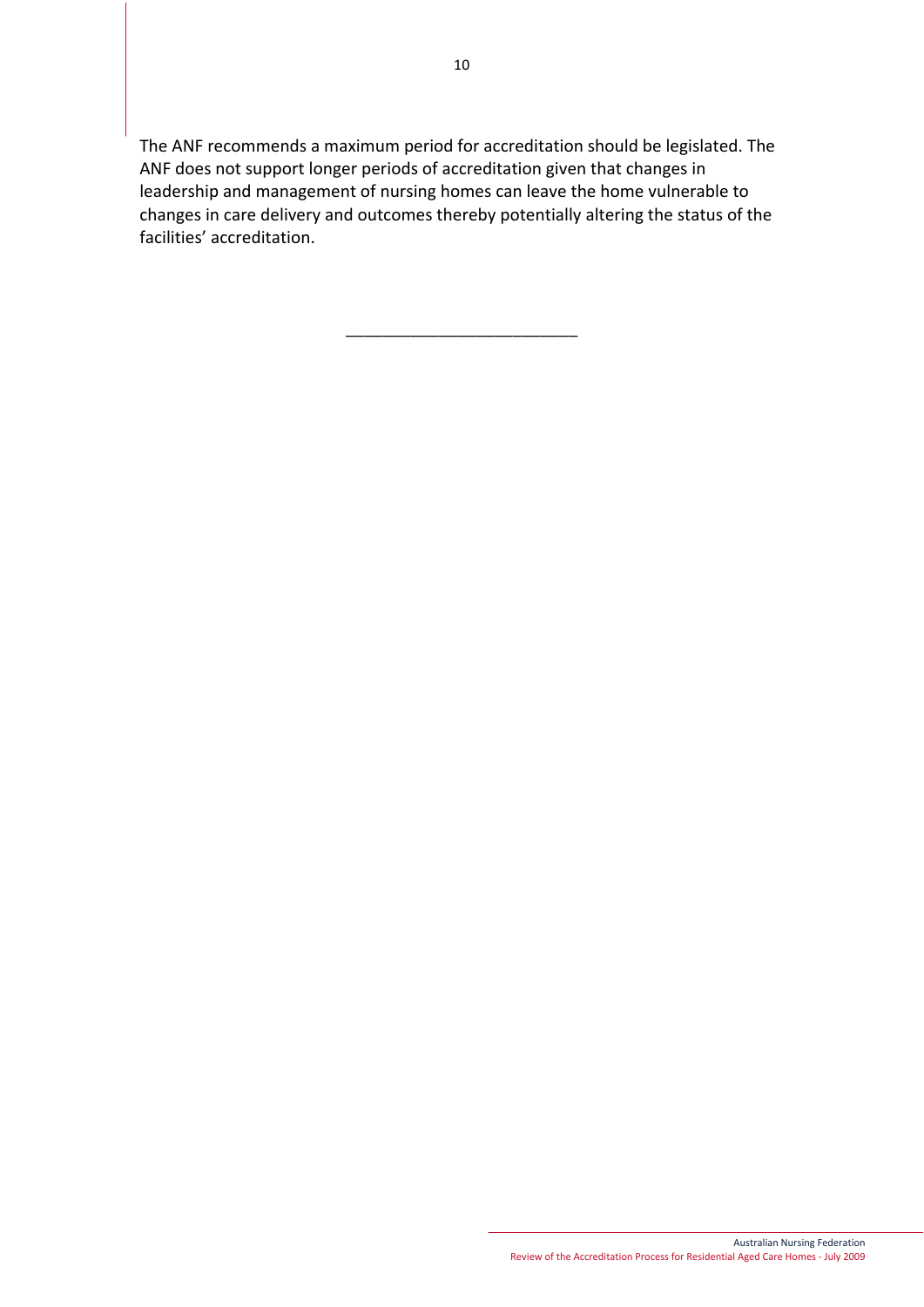The ANF recommends a maximum period for accreditation should be legislated. The ANF does not support longer periods of accreditation given that changes in leadership and management of nursing homes can leave the home vulnerable to changes in care delivery and outcomes thereby potentially altering the status of the facilities' accreditation.

___________________________